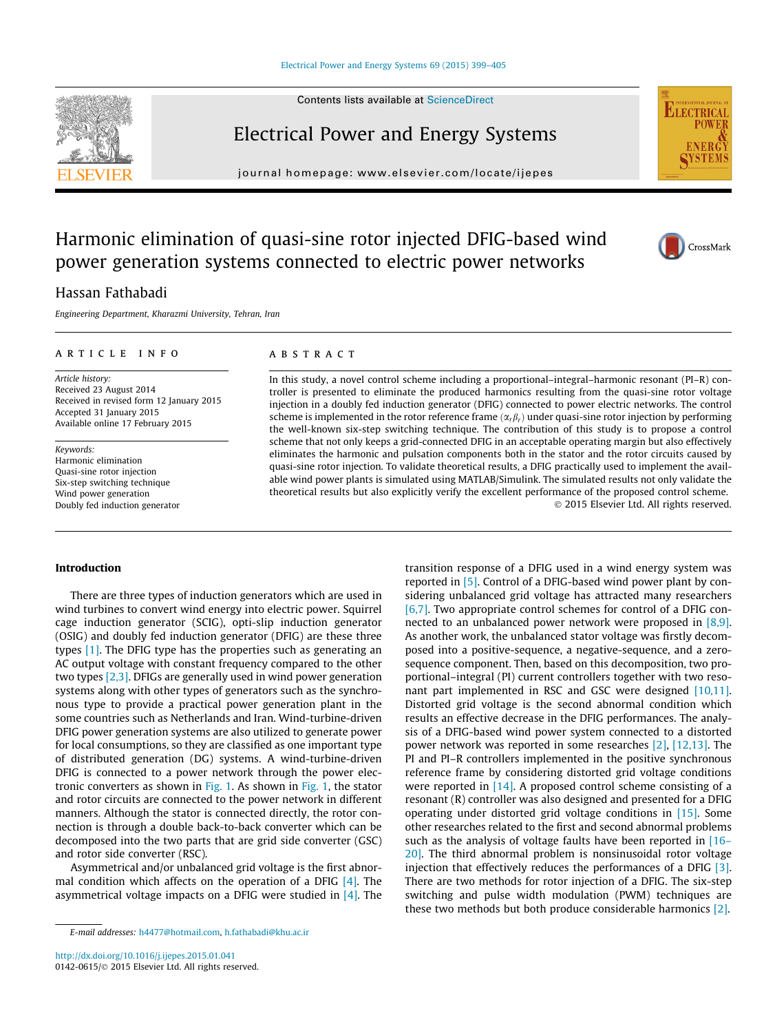# Harmonic elimination of quasi-sine rotor injected DFIG-based wind power generation systems connected to electric power networks

Hassan Fathabadi

*Engineering Department, Kharazmi University, Tehran, Iran*

## ARTICLE INFO

*Article history:*
Received 23 August 2014
Received in revised form 12 January 2015
Accepted 31 January 2015
Available online 17 February 2015

*Keywords:*
Harmonic elimination
Quasi-sine rotor injection
Six-step switching technique
Wind power generation
Doubly fed induction generator

## ABSTRACT

In this study, a novel control scheme including a proportional–integral–harmonic resonant (PI–R) controller is presented to eliminate the produced harmonics resulting from the quasi-sine rotor voltage injection in a doubly fed induction generator (DFIG) connected to power electric networks. The control scheme is implemented in the rotor reference frame ($\alpha_r\beta_r$) under quasi-sine rotor injection by performing the well-known six-step switching technique. The contribution of this study is to propose a control scheme that not only keeps a grid-connected DFIG in an acceptable operating margin but also effectively eliminates the harmonic and pulsation components both in the stator and the rotor circuits caused by quasi-sine rotor injection. To validate theoretical results, a DFIG practically used to implement the available wind power plants is simulated using MATLAB/Simulink. The simulated results not only validate the theoretical results but also explicitly verify the excellent performance of the proposed control scheme.

© 2015 Elsevier Ltd. All rights reserved.

## Introduction

There are three types of induction generators which are used in wind turbines to convert wind energy into electric power. Squirrel cage induction generator (SCIG), opti-slip induction generator (OSIG) and doubly fed induction generator (DFIG) are these three types [1]. The DFIG type has the properties such as generating an AC output voltage with constant frequency compared to the other two types [2,3]. DFIGs are generally used in wind power generation systems along with other types of generators such as the synchronous type to provide a practical power generation plant in the some countries such as Netherlands and Iran. Wind-turbine-driven DFIG power generation systems are also utilized to generate power for local consumptions, so they are classified as one important type of distributed generation (DG) systems. A wind-turbine-driven DFIG is connected to a power network through the power electronic converters as shown in Fig. 1. As shown in Fig. 1, the stator and rotor circuits are connected to the power network in different manners. Although the stator is connected directly, the rotor connection is through a double back-to-back converter which can be decomposed into the two parts that are grid side converter (GSC) and rotor side converter (RSC).

Asymmetrical and/or unbalanced grid voltage is the first abnormal condition which affects on the operation of a DFIG [4]. The asymmetrical voltage impacts on a DFIG were studied in [4]. The transition response of a DFIG used in a wind energy system was reported in [5]. Control of a DFIG-based wind power plant by considering unbalanced grid voltage has attracted many researchers [6,7]. Two appropriate control schemes for control of a DFIG connected to an unbalanced power network were proposed in [8,9]. As another work, the unbalanced stator voltage was firstly decomposed into a positive-sequence, a negative-sequence, and a zero-sequence component. Then, based on this decomposition, two proportional–integral (PI) current controllers together with two resonant part implemented in RSC and GSC were designed [10,11]. Distorted grid voltage is the second abnormal condition which results an effective decrease in the DFIG performances. The analysis of a DFIG-based wind power system connected to a distorted power network was reported in some researches [2], [12,13]. The PI and PI–R controllers implemented in the positive synchronous reference frame by considering distorted grid voltage conditions were reported in [14]. A proposed control scheme consisting of a resonant (R) controller was also designed and presented for a DFIG operating under distorted grid voltage conditions in [15]. Some other researches related to the first and second abnormal problems such as the analysis of voltage faults have been reported in [16–20]. The third abnormal problem is nonsinusoidal rotor voltage injection that effectively reduces the performances of a DFIG [3]. There are two methods for rotor injection of a DFIG. The six-step switching and pulse width modulation (PWM) techniques are these two methods but both produce considerable harmonics [2].

E-mail addresses: h4477@hotmail.com, h.fathabadi@khu.ac.ir

http://dx.doi.org/10.1016/j.ijepes.2015.01.041
0142-0615/© 2015 Elsevier Ltd. All rights reserved.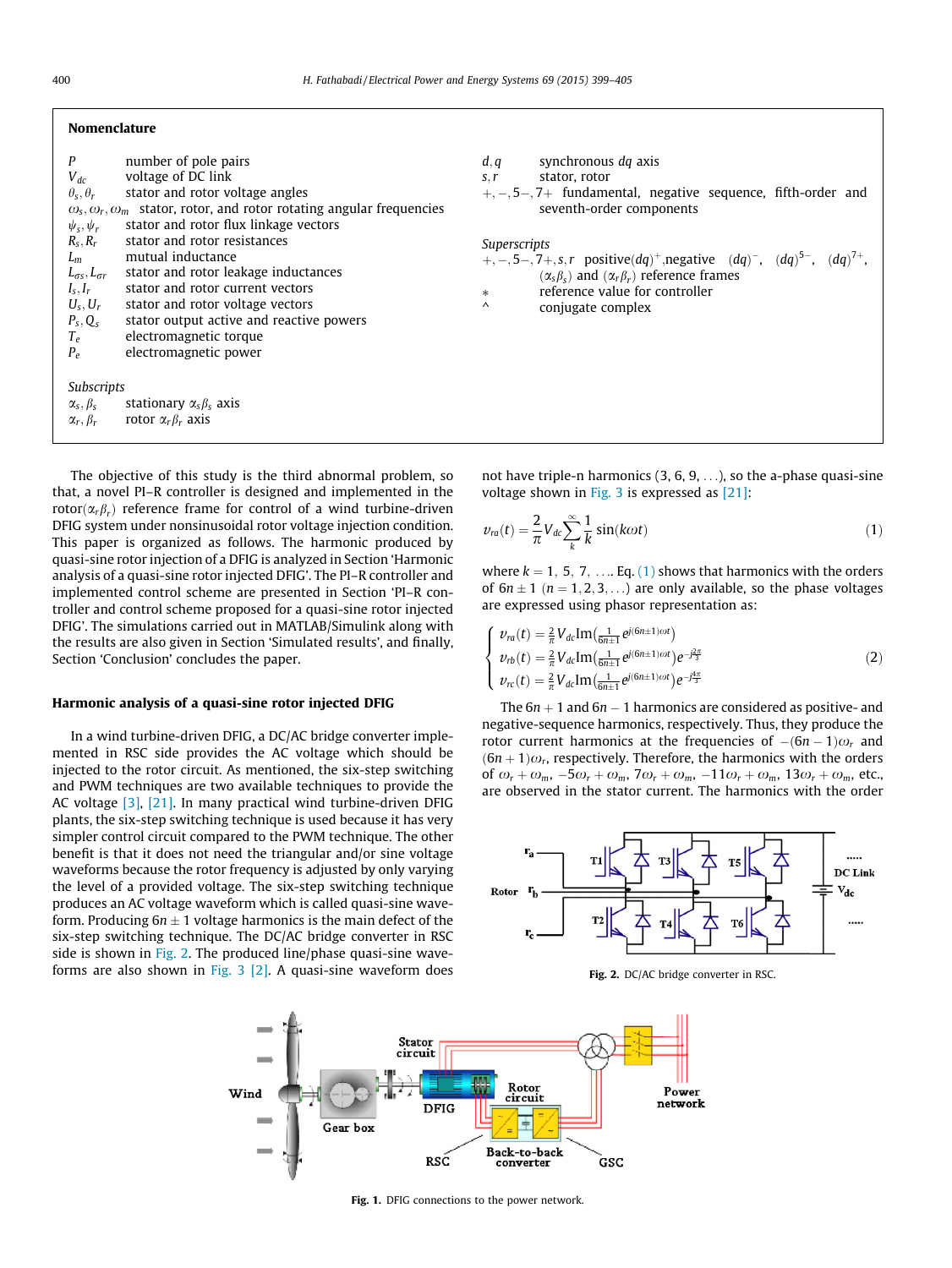## Nomenclature

| | |
|---|---|
| $P$ | number of pole pairs |
| $V_{dc}$ | voltage of DC link |
| $\theta_s, \theta_r$ | stator and rotor voltage angles |
| $\omega_s, \omega_r, \omega_m$ | stator, rotor, and rotor rotating angular frequencies |
| $\psi_s, \psi_r$ | stator and rotor flux linkage vectors |
| $R_s, R_r$ | stator and rotor resistances |
| $L_m$ | mutual inductance |
| $L_{\sigma s}, L_{\sigma r}$ | stator and rotor leakage inductances |
| $I_s, I_r$ | stator and rotor current vectors |
| $U_s, U_r$ | stator and rotor voltage vectors |
| $P_s, Q_s$ | stator output active and reactive powers |
| $T_e$ | electromagnetic torque |
| $P_e$ | electromagnetic power |

*Subscripts*

| | |
|---|---|
| $\alpha_s, \beta_s$ | stationary $\alpha_s\beta_s$ axis |
| $\alpha_r, \beta_r$ | rotor $\alpha_r\beta_r$ axis |
| $d, q$ | synchronous $dq$ axis |
| $s, r$ | stator, rotor |
| $+, -, 5-, 7+$ | fundamental, negative sequence, fifth-order and seventh-order components |

*Superscripts*

| | |
|---|---|
| $+, -, 5-, 7+, s, r$ | positive$(dq)^+$, negative $(dq)^-$, $(dq)^{5-}$, $(dq)^{7+}$, $(\alpha_s\beta_s)$ and $(\alpha_r\beta_r)$ reference frames |
| $*$ | reference value for controller |
| $\wedge$ | conjugate complex |

The objective of this study is the third abnormal problem, so that, a novel PI–R controller is designed and implemented in the rotor$(\alpha_r\beta_r)$ reference frame for control of a wind turbine-driven DFIG system under nonsinusoidal rotor voltage injection condition. This paper is organized as follows. The harmonic produced by quasi-sine rotor injection of a DFIG is analyzed in Section 'Harmonic analysis of a quasi-sine rotor injected DFIG'. The PI–R controller and implemented control scheme are presented in Section 'PI–R controller and control scheme proposed for a quasi-sine rotor injected DFIG'. The simulations carried out in MATLAB/Simulink along with the results are also given in Section 'Simulated results', and finally, Section 'Conclusion' concludes the paper.

## Harmonic analysis of a quasi-sine rotor injected DFIG

In a wind turbine-driven DFIG, a DC/AC bridge converter implemented in RSC side provides the AC voltage which should be injected to the rotor circuit. As mentioned, the six-step switching and PWM techniques are two available techniques to provide the AC voltage [3], [21]. In many practical wind turbine-driven DFIG plants, the six-step switching technique is used because it has very simpler control circuit compared to the PWM technique. The other benefit is that it does not need the triangular and/or sine voltage waveforms because the rotor frequency is adjusted by only varying the level of a provided voltage. The six-step switching technique produces an AC voltage waveform which is called quasi-sine waveform. Producing $6n \pm 1$ voltage harmonics is the main defect of the six-step switching technique. The DC/AC bridge converter in RSC side is shown in Fig. 2. The produced line/phase quasi-sine waveforms are also shown in Fig. 3 [2]. A quasi-sine waveform does not have triple-n harmonics (3, 6, 9, ...), so the a-phase quasi-sine voltage shown in Fig. 3 is expressed as [21]:

$$v_{ra}(t) = \frac{2}{\pi} V_{dc} \sum_{k}^{\infty} \frac{1}{k} \sin(k\omega t) \tag{1}$$

where $k = 1, 5, 7, \ldots$. Eq. (1) shows that harmonics with the orders of $6n \pm 1$ $(n = 1, 2, 3, \ldots)$ are only available, so the phase voltages are expressed using phasor representation as:

$$\begin{cases} v_{ra}(t) = \frac{2}{\pi} V_{dc} \mathrm{Im}\left(\frac{1}{6n\pm1} e^{j(6n\pm1)\omega t}\right) \\ v_{rb}(t) = \frac{2}{\pi} V_{dc} \mathrm{Im}\left(\frac{1}{6n\pm1} e^{j(6n\pm1)\omega t}\right) e^{-j\frac{2\pi}{3}} \\ v_{rc}(t) = \frac{2}{\pi} V_{dc} \mathrm{Im}\left(\frac{1}{6n\pm1} e^{j(6n\pm1)\omega t}\right) e^{-j\frac{4\pi}{3}} \end{cases} \tag{2}$$

The $6n + 1$ and $6n - 1$ harmonics are considered as positive- and negative-sequence harmonics, respectively. Thus, they produce the rotor current harmonics at the frequencies of $-(6n - 1)\omega_r$ and $(6n + 1)\omega_r$, respectively. Therefore, the harmonics with the orders of $\omega_r + \omega_m$, $-5\omega_r + \omega_m$, $7\omega_r + \omega_m$, $-11\omega_r + \omega_m$, $13\omega_r + \omega_m$, etc., are observed in the stator current. The harmonics with the order

**Fig. 2.** DC/AC bridge converter in RSC.

**Fig. 1.** DFIG connections to the power network.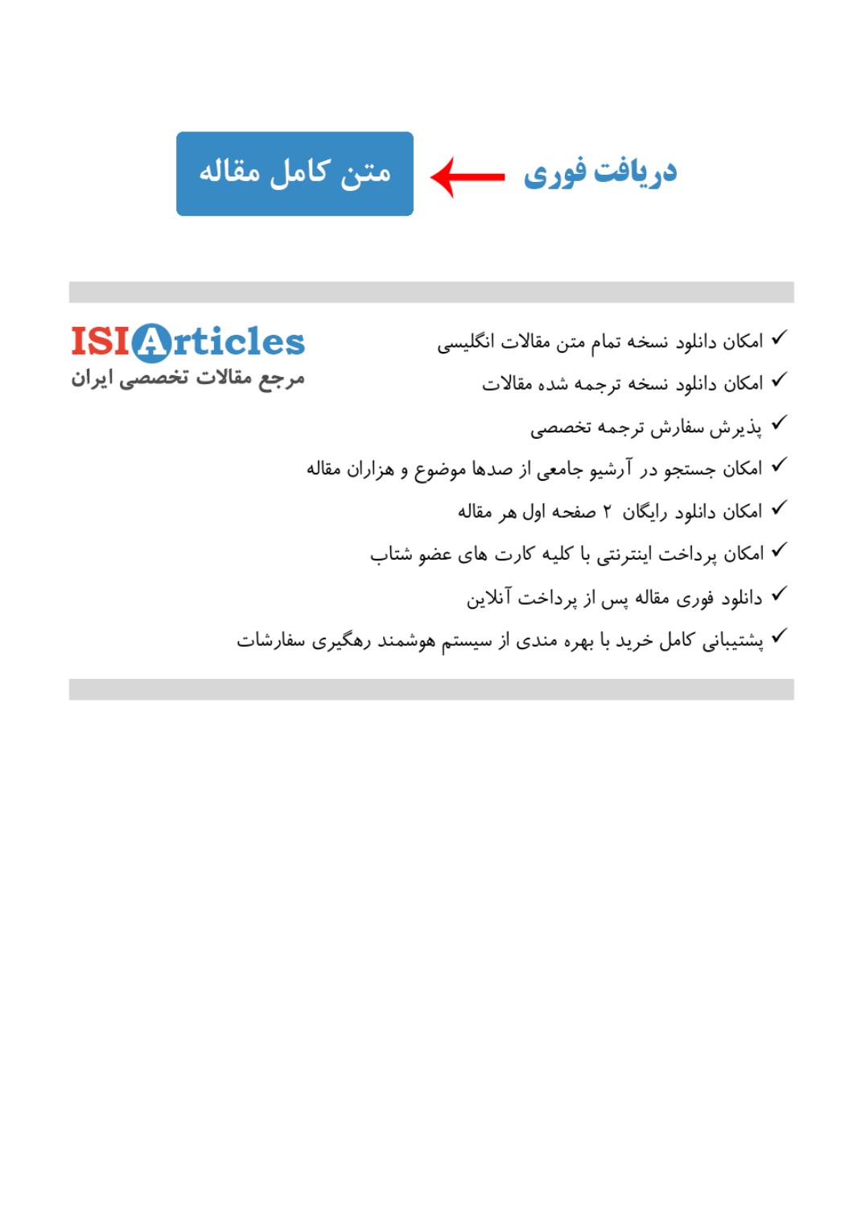دریافت فوری ← متن کامل مقاله

**ISIArticles**
مرجع مقالات تخصصی ایران

- ✓ امکان دانلود نسخه تمام متن مقالات انگلیسی
- ✓ امکان دانلود نسخه ترجمه شده مقالات
- ✓ پذیرش سفارش ترجمه تخصصی
- ✓ امکان جستجو در آرشیو جامعی از صدها موضوع و هزاران مقاله
- ✓ امکان دانلود رایگان ۲ صفحه اول هر مقاله
- ✓ امکان پرداخت اینترنتی با کلیه کارت های عضو شتاب
- ✓ دانلود فوری مقاله پس از پرداخت آنلاین
- ✓ پشتیبانی کامل خرید با بهره مندی از سیستم هوشمند رهگیری سفارشات